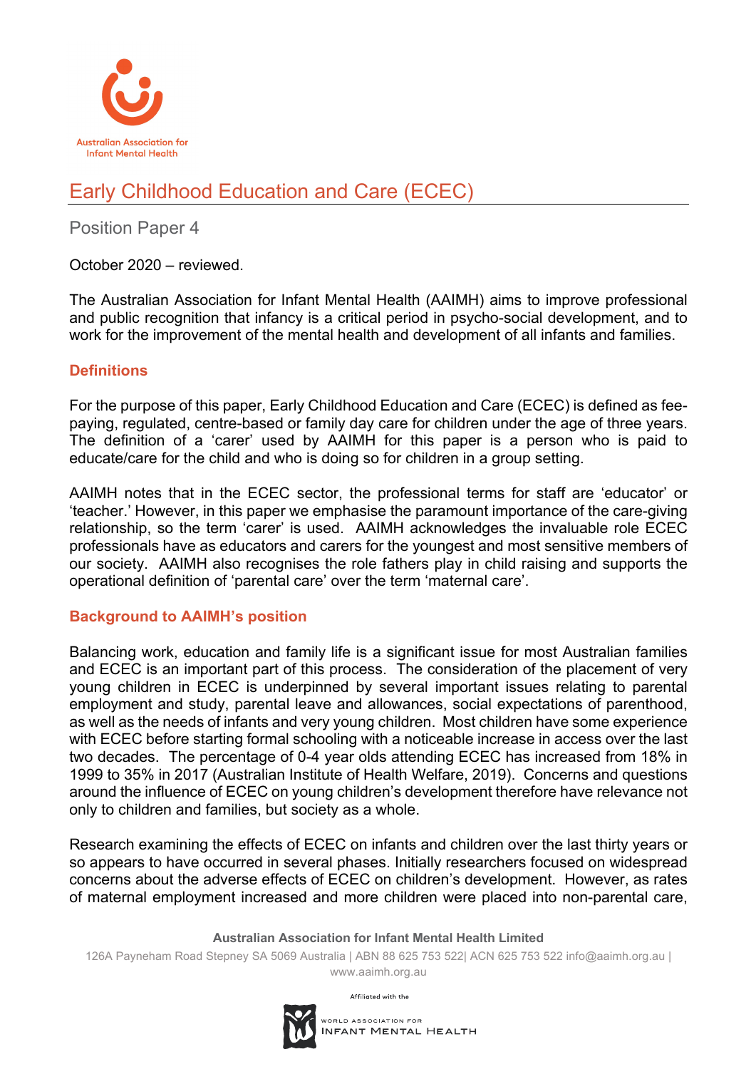Australian Association for Infant Mental Health

# Early Childhood Education and Care (ECEC)

Position Paper 4

October 2020 – reviewed.

The Australian Association for Infant Mental Health (AAIMH) aims to improve professional and public recognition that infancy is a critical period in psycho-social development, and to work for the improvement of the mental health and development of all infants and families.

## Definitions

For the purpose of this paper, Early Childhood Education and Care (ECEC) is defined as fee-paying, regulated, centre-based or family day care for children under the age of three years. The definition of a 'carer' used by AAIMH for this paper is a person who is paid to educate/care for the child and who is doing so for children in a group setting.

AAIMH notes that in the ECEC sector, the professional terms for staff are 'educator' or 'teacher.' However, in this paper we emphasise the paramount importance of the care-giving relationship, so the term 'carer' is used. AAIMH acknowledges the invaluable role ECEC professionals have as educators and carers for the youngest and most sensitive members of our society. AAIMH also recognises the role fathers play in child raising and supports the operational definition of 'parental care' over the term 'maternal care'.

## Background to AAIMH's position

Balancing work, education and family life is a significant issue for most Australian families and ECEC is an important part of this process. The consideration of the placement of very young children in ECEC is underpinned by several important issues relating to parental employment and study, parental leave and allowances, social expectations of parenthood, as well as the needs of infants and very young children. Most children have some experience with ECEC before starting formal schooling with a noticeable increase in access over the last two decades. The percentage of 0-4 year olds attending ECEC has increased from 18% in 1999 to 35% in 2017 (Australian Institute of Health Welfare, 2019). Concerns and questions around the influence of ECEC on young children's development therefore have relevance not only to children and families, but society as a whole.

Research examining the effects of ECEC on infants and children over the last thirty years or so appears to have occurred in several phases. Initially researchers focused on widespread concerns about the adverse effects of ECEC on children's development. However, as rates of maternal employment increased and more children were placed into non-parental care,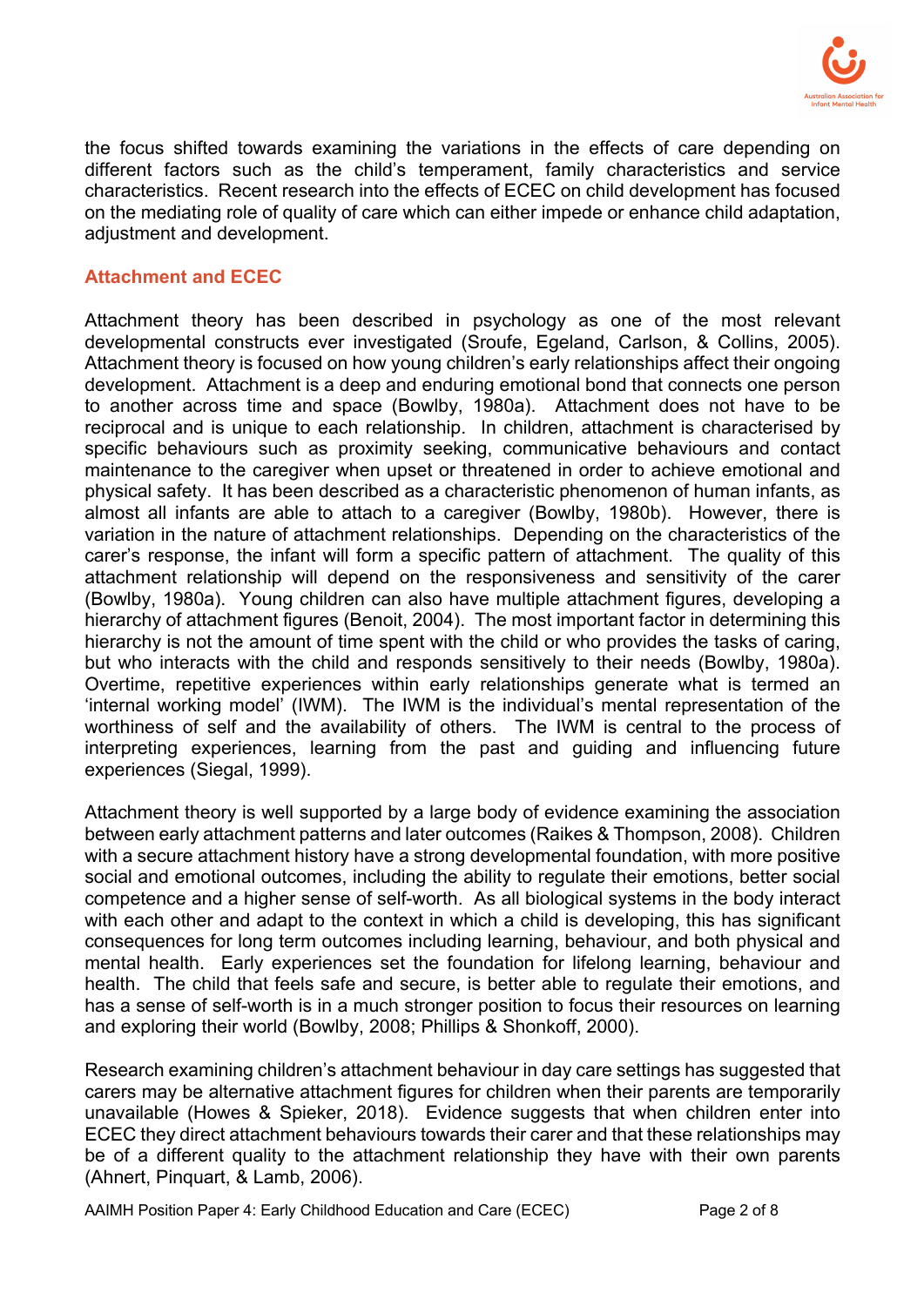the focus shifted towards examining the variations in the effects of care depending on different factors such as the child's temperament, family characteristics and service characteristics. Recent research into the effects of ECEC on child development has focused on the mediating role of quality of care which can either impede or enhance child adaptation, adjustment and development.

## Attachment and ECEC

Attachment theory has been described in psychology as one of the most relevant developmental constructs ever investigated (Sroufe, Egeland, Carlson, & Collins, 2005). Attachment theory is focused on how young children's early relationships affect their ongoing development. Attachment is a deep and enduring emotional bond that connects one person to another across time and space (Bowlby, 1980a). Attachment does not have to be reciprocal and is unique to each relationship. In children, attachment is characterised by specific behaviours such as proximity seeking, communicative behaviours and contact maintenance to the caregiver when upset or threatened in order to achieve emotional and physical safety. It has been described as a characteristic phenomenon of human infants, as almost all infants are able to attach to a caregiver (Bowlby, 1980b). However, there is variation in the nature of attachment relationships. Depending on the characteristics of the carer's response, the infant will form a specific pattern of attachment. The quality of this attachment relationship will depend on the responsiveness and sensitivity of the carer (Bowlby, 1980a). Young children can also have multiple attachment figures, developing a hierarchy of attachment figures (Benoit, 2004). The most important factor in determining this hierarchy is not the amount of time spent with the child or who provides the tasks of caring, but who interacts with the child and responds sensitively to their needs (Bowlby, 1980a). Overtime, repetitive experiences within early relationships generate what is termed an 'internal working model' (IWM). The IWM is the individual's mental representation of the worthiness of self and the availability of others. The IWM is central to the process of interpreting experiences, learning from the past and guiding and influencing future experiences (Siegal, 1999).

Attachment theory is well supported by a large body of evidence examining the association between early attachment patterns and later outcomes (Raikes & Thompson, 2008). Children with a secure attachment history have a strong developmental foundation, with more positive social and emotional outcomes, including the ability to regulate their emotions, better social competence and a higher sense of self-worth. As all biological systems in the body interact with each other and adapt to the context in which a child is developing, this has significant consequences for long term outcomes including learning, behaviour, and both physical and mental health. Early experiences set the foundation for lifelong learning, behaviour and health. The child that feels safe and secure, is better able to regulate their emotions, and has a sense of self-worth is in a much stronger position to focus their resources on learning and exploring their world (Bowlby, 2008; Phillips & Shonkoff, 2000).

Research examining children's attachment behaviour in day care settings has suggested that carers may be alternative attachment figures for children when their parents are temporarily unavailable (Howes & Spieker, 2018). Evidence suggests that when children enter into ECEC they direct attachment behaviours towards their carer and that these relationships may be of a different quality to the attachment relationship they have with their own parents (Ahnert, Pinquart, & Lamb, 2006).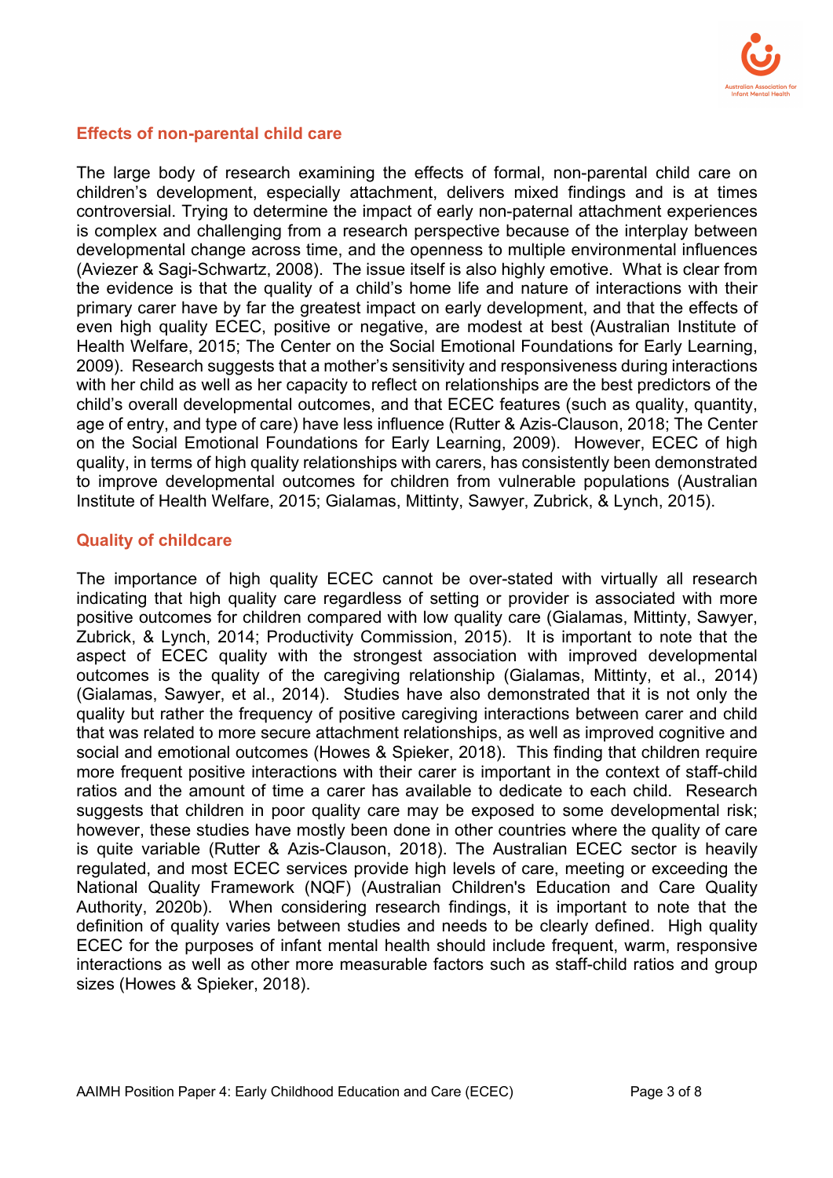## Effects of non-parental child care

The large body of research examining the effects of formal, non-parental child care on children's development, especially attachment, delivers mixed findings and is at times controversial. Trying to determine the impact of early non-paternal attachment experiences is complex and challenging from a research perspective because of the interplay between developmental change across time, and the openness to multiple environmental influences (Aviezer & Sagi-Schwartz, 2008). The issue itself is also highly emotive. What is clear from the evidence is that the quality of a child's home life and nature of interactions with their primary carer have by far the greatest impact on early development, and that the effects of even high quality ECEC, positive or negative, are modest at best (Australian Institute of Health Welfare, 2015; The Center on the Social Emotional Foundations for Early Learning, 2009). Research suggests that a mother's sensitivity and responsiveness during interactions with her child as well as her capacity to reflect on relationships are the best predictors of the child's overall developmental outcomes, and that ECEC features (such as quality, quantity, age of entry, and type of care) have less influence (Rutter & Azis-Clauson, 2018; The Center on the Social Emotional Foundations for Early Learning, 2009). However, ECEC of high quality, in terms of high quality relationships with carers, has consistently been demonstrated to improve developmental outcomes for children from vulnerable populations (Australian Institute of Health Welfare, 2015; Gialamas, Mittinty, Sawyer, Zubrick, & Lynch, 2015).

## Quality of childcare

The importance of high quality ECEC cannot be over-stated with virtually all research indicating that high quality care regardless of setting or provider is associated with more positive outcomes for children compared with low quality care (Gialamas, Mittinty, Sawyer, Zubrick, & Lynch, 2014; Productivity Commission, 2015). It is important to note that the aspect of ECEC quality with the strongest association with improved developmental outcomes is the quality of the caregiving relationship (Gialamas, Mittinty, et al., 2014) (Gialamas, Sawyer, et al., 2014). Studies have also demonstrated that it is not only the quality but rather the frequency of positive caregiving interactions between carer and child that was related to more secure attachment relationships, as well as improved cognitive and social and emotional outcomes (Howes & Spieker, 2018). This finding that children require more frequent positive interactions with their carer is important in the context of staff-child ratios and the amount of time a carer has available to dedicate to each child. Research suggests that children in poor quality care may be exposed to some developmental risk; however, these studies have mostly been done in other countries where the quality of care is quite variable (Rutter & Azis-Clauson, 2018). The Australian ECEC sector is heavily regulated, and most ECEC services provide high levels of care, meeting or exceeding the National Quality Framework (NQF) (Australian Children's Education and Care Quality Authority, 2020b). When considering research findings, it is important to note that the definition of quality varies between studies and needs to be clearly defined. High quality ECEC for the purposes of infant mental health should include frequent, warm, responsive interactions as well as other more measurable factors such as staff-child ratios and group sizes (Howes & Spieker, 2018).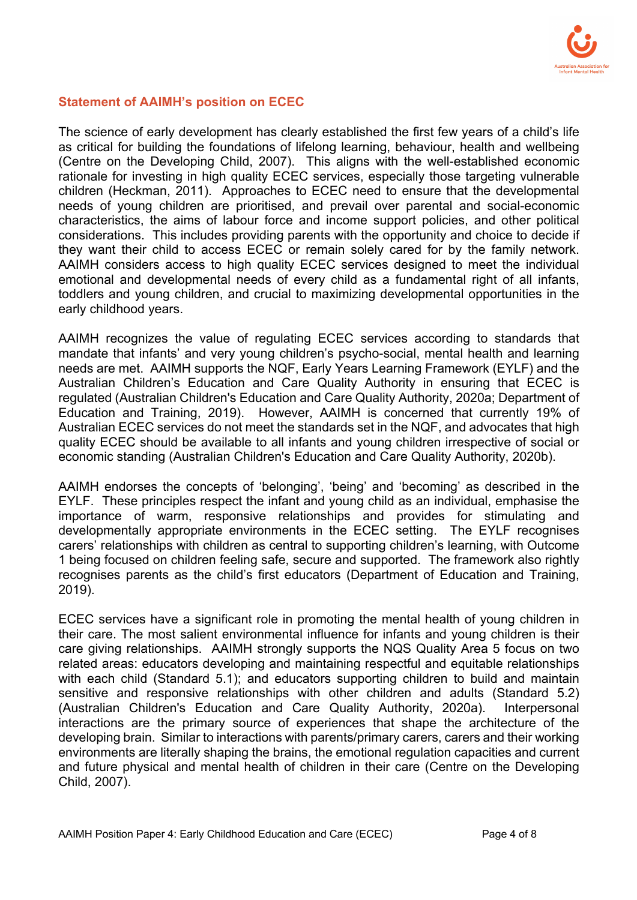## Statement of AAIMH's position on ECEC

The science of early development has clearly established the first few years of a child's life as critical for building the foundations of lifelong learning, behaviour, health and wellbeing (Centre on the Developing Child, 2007). This aligns with the well-established economic rationale for investing in high quality ECEC services, especially those targeting vulnerable children (Heckman, 2011). Approaches to ECEC need to ensure that the developmental needs of young children are prioritised, and prevail over parental and social-economic characteristics, the aims of labour force and income support policies, and other political considerations. This includes providing parents with the opportunity and choice to decide if they want their child to access ECEC or remain solely cared for by the family network. AAIMH considers access to high quality ECEC services designed to meet the individual emotional and developmental needs of every child as a fundamental right of all infants, toddlers and young children, and crucial to maximizing developmental opportunities in the early childhood years.

AAIMH recognizes the value of regulating ECEC services according to standards that mandate that infants' and very young children's psycho-social, mental health and learning needs are met. AAIMH supports the NQF, Early Years Learning Framework (EYLF) and the Australian Children's Education and Care Quality Authority in ensuring that ECEC is regulated (Australian Children's Education and Care Quality Authority, 2020a; Department of Education and Training, 2019). However, AAIMH is concerned that currently 19% of Australian ECEC services do not meet the standards set in the NQF, and advocates that high quality ECEC should be available to all infants and young children irrespective of social or economic standing (Australian Children's Education and Care Quality Authority, 2020b).

AAIMH endorses the concepts of 'belonging', 'being' and 'becoming' as described in the EYLF. These principles respect the infant and young child as an individual, emphasise the importance of warm, responsive relationships and provides for stimulating and developmentally appropriate environments in the ECEC setting. The EYLF recognises carers' relationships with children as central to supporting children's learning, with Outcome 1 being focused on children feeling safe, secure and supported. The framework also rightly recognises parents as the child's first educators (Department of Education and Training, 2019).

ECEC services have a significant role in promoting the mental health of young children in their care. The most salient environmental influence for infants and young children is their care giving relationships. AAIMH strongly supports the NQS Quality Area 5 focus on two related areas: educators developing and maintaining respectful and equitable relationships with each child (Standard 5.1); and educators supporting children to build and maintain sensitive and responsive relationships with other children and adults (Standard 5.2) (Australian Children's Education and Care Quality Authority, 2020a). Interpersonal interactions are the primary source of experiences that shape the architecture of the developing brain. Similar to interactions with parents/primary carers, carers and their working environments are literally shaping the brains, the emotional regulation capacities and current and future physical and mental health of children in their care (Centre on the Developing Child, 2007).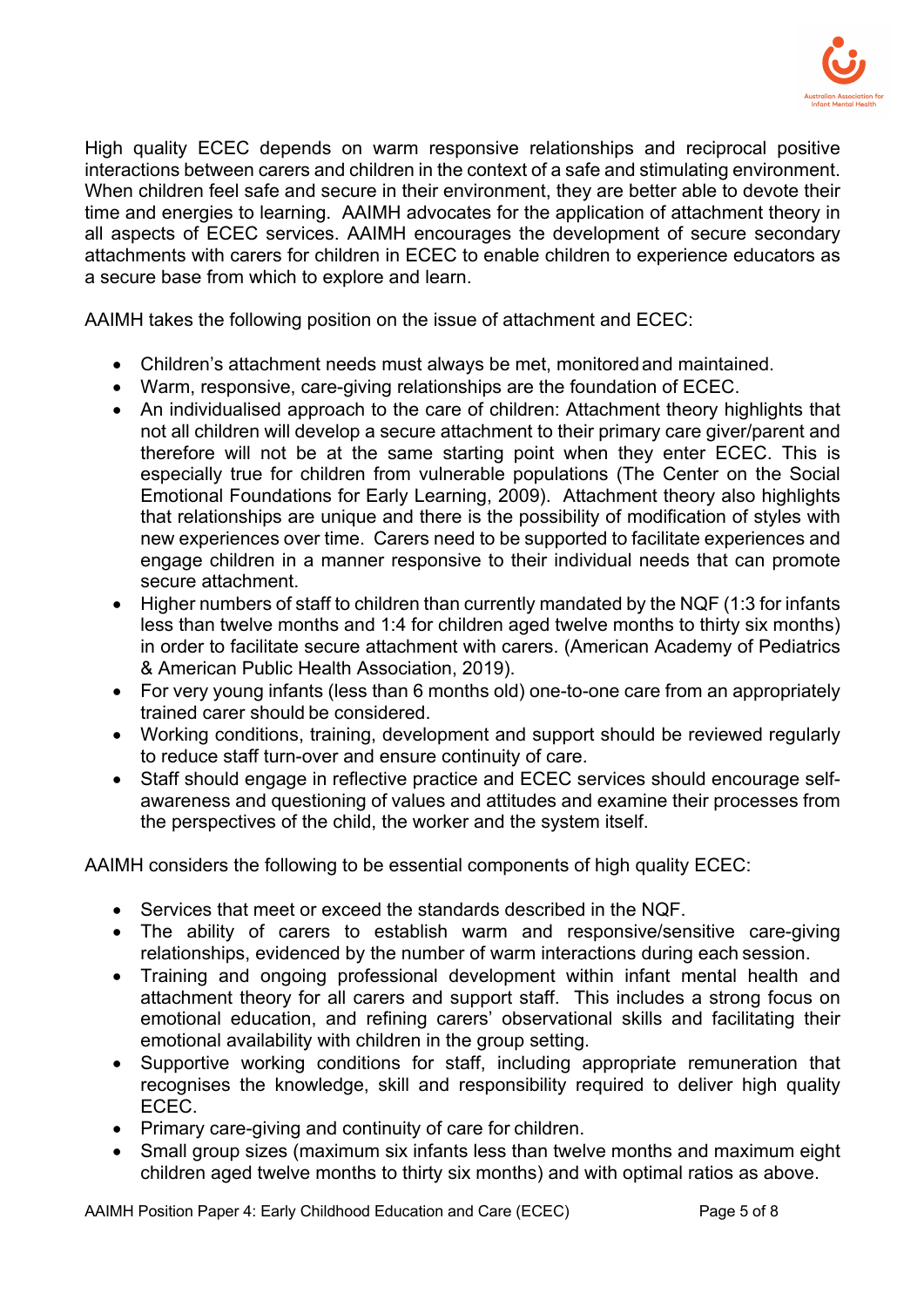High quality ECEC depends on warm responsive relationships and reciprocal positive interactions between carers and children in the context of a safe and stimulating environment. When children feel safe and secure in their environment, they are better able to devote their time and energies to learning. AAIMH advocates for the application of attachment theory in all aspects of ECEC services. AAIMH encourages the development of secure secondary attachments with carers for children in ECEC to enable children to experience educators as a secure base from which to explore and learn.

AAIMH takes the following position on the issue of attachment and ECEC:

- Children's attachment needs must always be met, monitored and maintained.
- Warm, responsive, care-giving relationships are the foundation of ECEC.
- An individualised approach to the care of children: Attachment theory highlights that not all children will develop a secure attachment to their primary care giver/parent and therefore will not be at the same starting point when they enter ECEC. This is especially true for children from vulnerable populations (The Center on the Social Emotional Foundations for Early Learning, 2009). Attachment theory also highlights that relationships are unique and there is the possibility of modification of styles with new experiences over time. Carers need to be supported to facilitate experiences and engage children in a manner responsive to their individual needs that can promote secure attachment.
- Higher numbers of staff to children than currently mandated by the NQF (1:3 for infants less than twelve months and 1:4 for children aged twelve months to thirty six months) in order to facilitate secure attachment with carers. (American Academy of Pediatrics & American Public Health Association, 2019).
- For very young infants (less than 6 months old) one-to-one care from an appropriately trained carer should be considered.
- Working conditions, training, development and support should be reviewed regularly to reduce staff turn-over and ensure continuity of care.
- Staff should engage in reflective practice and ECEC services should encourage self-awareness and questioning of values and attitudes and examine their processes from the perspectives of the child, the worker and the system itself.

AAIMH considers the following to be essential components of high quality ECEC:

- Services that meet or exceed the standards described in the NQF.
- The ability of carers to establish warm and responsive/sensitive care-giving relationships, evidenced by the number of warm interactions during each session.
- Training and ongoing professional development within infant mental health and attachment theory for all carers and support staff. This includes a strong focus on emotional education, and refining carers' observational skills and facilitating their emotional availability with children in the group setting.
- Supportive working conditions for staff, including appropriate remuneration that recognises the knowledge, skill and responsibility required to deliver high quality ECEC.
- Primary care-giving and continuity of care for children.
- Small group sizes (maximum six infants less than twelve months and maximum eight children aged twelve months to thirty six months) and with optimal ratios as above.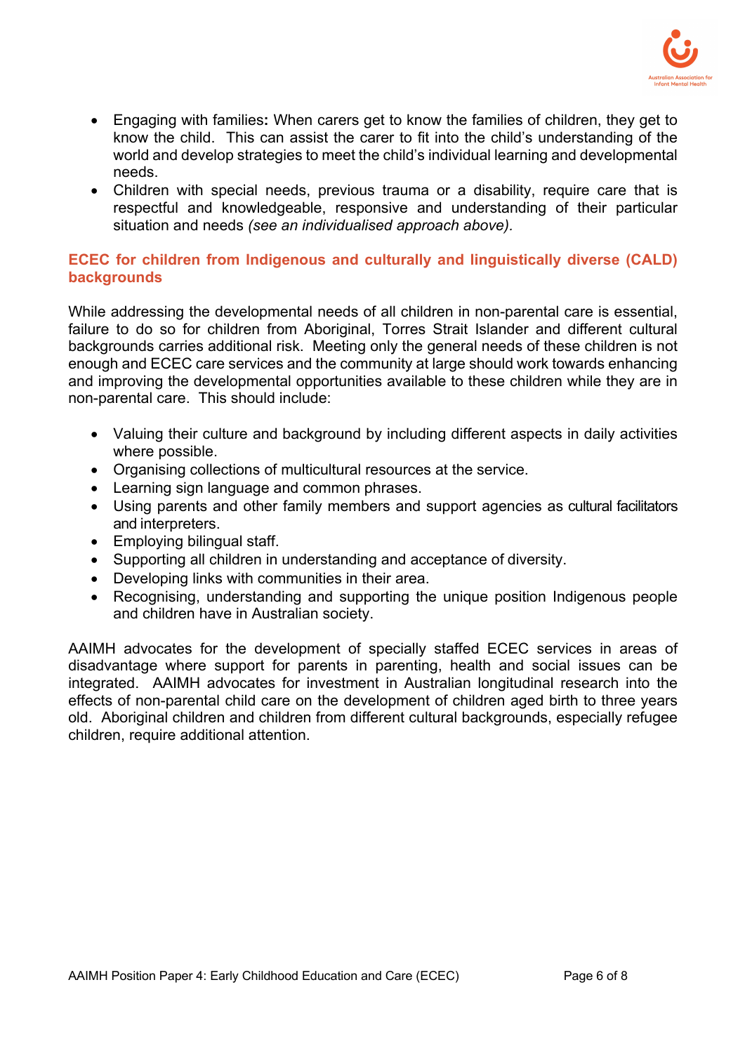- Engaging with families**:** When carers get to know the families of children, they get to know the child. This can assist the carer to fit into the child's understanding of the world and develop strategies to meet the child's individual learning and developmental needs.
- Children with special needs, previous trauma or a disability, require care that is respectful and knowledgeable, responsive and understanding of their particular situation and needs *(see an individualised approach above).*

## ECEC for children from Indigenous and culturally and linguistically diverse (CALD) backgrounds

While addressing the developmental needs of all children in non-parental care is essential, failure to do so for children from Aboriginal, Torres Strait Islander and different cultural backgrounds carries additional risk. Meeting only the general needs of these children is not enough and ECEC care services and the community at large should work towards enhancing and improving the developmental opportunities available to these children while they are in non-parental care. This should include:

- Valuing their culture and background by including different aspects in daily activities where possible.
- Organising collections of multicultural resources at the service.
- Learning sign language and common phrases.
- Using parents and other family members and support agencies as cultural facilitators and interpreters.
- Employing bilingual staff.
- Supporting all children in understanding and acceptance of diversity.
- Developing links with communities in their area.
- Recognising, understanding and supporting the unique position Indigenous people and children have in Australian society.

AAIMH advocates for the development of specially staffed ECEC services in areas of disadvantage where support for parents in parenting, health and social issues can be integrated. AAIMH advocates for investment in Australian longitudinal research into the effects of non-parental child care on the development of children aged birth to three years old. Aboriginal children and children from different cultural backgrounds, especially refugee children, require additional attention.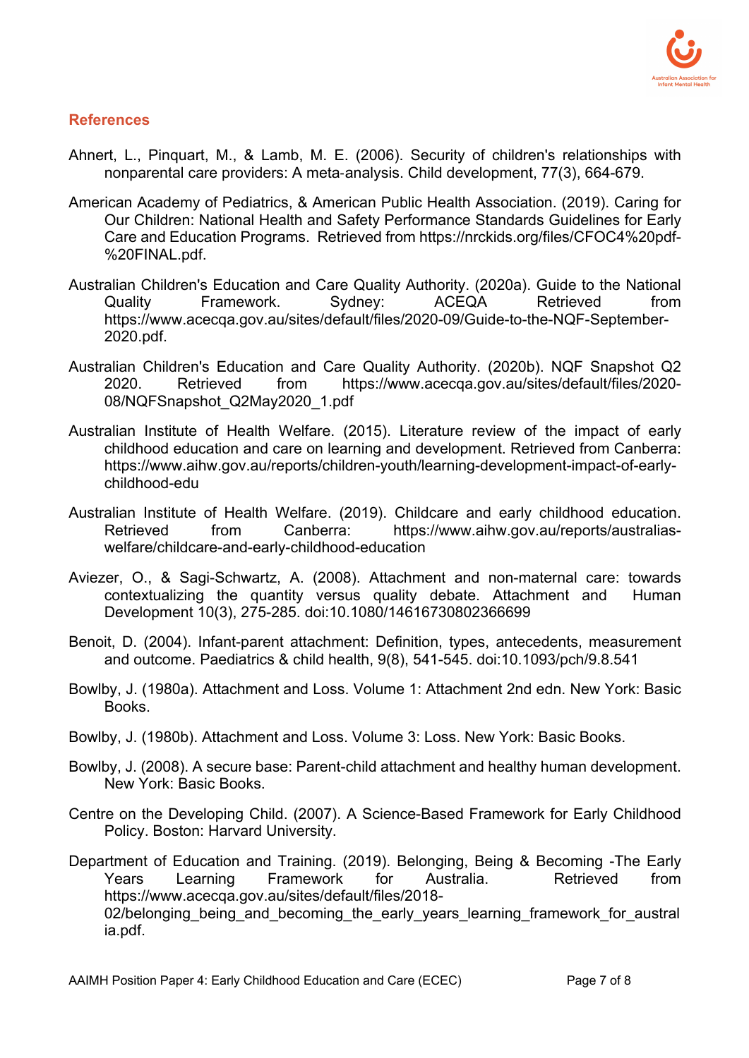## References

Ahnert, L., Pinquart, M., & Lamb, M. E. (2006). Security of children's relationships with nonparental care providers: A meta-analysis. Child development, 77(3), 664-679.

American Academy of Pediatrics, & American Public Health Association. (2019). Caring for Our Children: National Health and Safety Performance Standards Guidelines for Early Care and Education Programs. Retrieved from https://nrckids.org/files/CFOC4%20pdf-%20FINAL.pdf.

Australian Children's Education and Care Quality Authority. (2020a). Guide to the National Quality Framework. Sydney: ACEQA Retrieved from https://www.acecqa.gov.au/sites/default/files/2020-09/Guide-to-the-NQF-September-2020.pdf.

Australian Children's Education and Care Quality Authority. (2020b). NQF Snapshot Q2 2020. Retrieved from https://www.acecqa.gov.au/sites/default/files/2020-08/NQFSnapshot_Q2May2020_1.pdf

Australian Institute of Health Welfare. (2015). Literature review of the impact of early childhood education and care on learning and development. Retrieved from Canberra: https://www.aihw.gov.au/reports/children-youth/learning-development-impact-of-early-childhood-edu

Australian Institute of Health Welfare. (2019). Childcare and early childhood education. Retrieved from Canberra: https://www.aihw.gov.au/reports/australias-welfare/childcare-and-early-childhood-education

Aviezer, O., & Sagi-Schwartz, A. (2008). Attachment and non-maternal care: towards contextualizing the quantity versus quality debate. Attachment and Human Development 10(3), 275-285. doi:10.1080/14616730802366699

Benoit, D. (2004). Infant-parent attachment: Definition, types, antecedents, measurement and outcome. Paediatrics & child health, 9(8), 541-545. doi:10.1093/pch/9.8.541

Bowlby, J. (1980a). Attachment and Loss. Volume 1: Attachment 2nd edn. New York: Basic Books.

Bowlby, J. (1980b). Attachment and Loss. Volume 3: Loss. New York: Basic Books.

Bowlby, J. (2008). A secure base: Parent-child attachment and healthy human development. New York: Basic Books.

Centre on the Developing Child. (2007). A Science-Based Framework for Early Childhood Policy. Boston: Harvard University.

Department of Education and Training. (2019). Belonging, Being & Becoming -The Early Years Learning Framework for Australia. Retrieved from https://www.acecqa.gov.au/sites/default/files/2018-02/belonging_being_and_becoming_the_early_years_learning_framework_for_australia.pdf.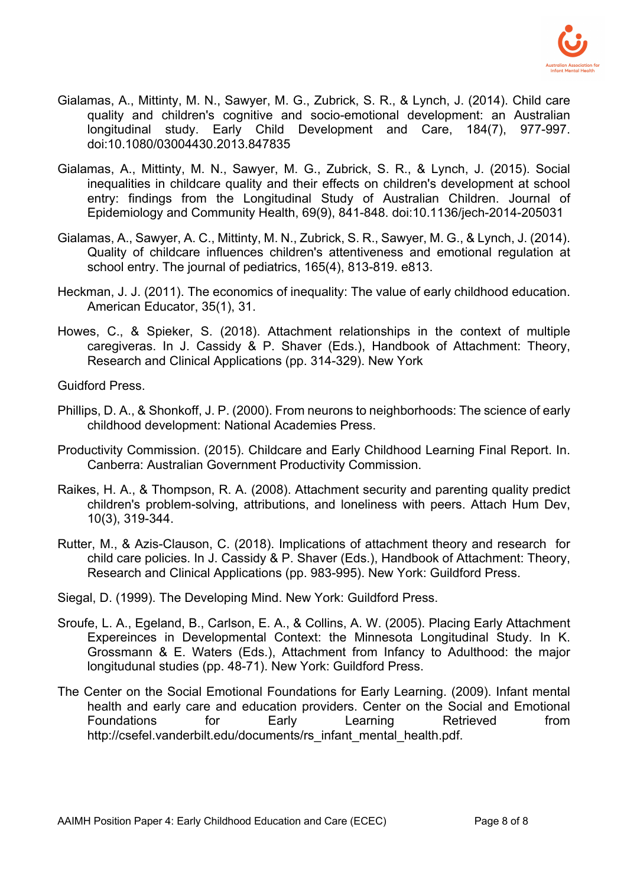Gialamas, A., Mittinty, M. N., Sawyer, M. G., Zubrick, S. R., & Lynch, J. (2014). Child care quality and children's cognitive and socio-emotional development: an Australian longitudinal study. Early Child Development and Care, 184(7), 977-997. doi:10.1080/03004430.2013.847835

Gialamas, A., Mittinty, M. N., Sawyer, M. G., Zubrick, S. R., & Lynch, J. (2015). Social inequalities in childcare quality and their effects on children's development at school entry: findings from the Longitudinal Study of Australian Children. Journal of Epidemiology and Community Health, 69(9), 841-848. doi:10.1136/jech-2014-205031

Gialamas, A., Sawyer, A. C., Mittinty, M. N., Zubrick, S. R., Sawyer, M. G., & Lynch, J. (2014). Quality of childcare influences children's attentiveness and emotional regulation at school entry. The journal of pediatrics, 165(4), 813-819. e813.

Heckman, J. J. (2011). The economics of inequality: The value of early childhood education. American Educator, 35(1), 31.

Howes, C., & Spieker, S. (2018). Attachment relationships in the context of multiple caregiveras. In J. Cassidy & P. Shaver (Eds.), Handbook of Attachment: Theory, Research and Clinical Applications (pp. 314-329). New York

Guidford Press.

Phillips, D. A., & Shonkoff, J. P. (2000). From neurons to neighborhoods: The science of early childhood development: National Academies Press.

Productivity Commission. (2015). Childcare and Early Childhood Learning Final Report. In. Canberra: Australian Government Productivity Commission.

Raikes, H. A., & Thompson, R. A. (2008). Attachment security and parenting quality predict children's problem-solving, attributions, and loneliness with peers. Attach Hum Dev, 10(3), 319-344.

Rutter, M., & Azis-Clauson, C. (2018). Implications of attachment theory and research for child care policies. In J. Cassidy & P. Shaver (Eds.), Handbook of Attachment: Theory, Research and Clinical Applications (pp. 983-995). New York: Guildford Press.

Siegal, D. (1999). The Developing Mind. New York: Guildford Press.

Sroufe, L. A., Egeland, B., Carlson, E. A., & Collins, A. W. (2005). Placing Early Attachment Expereinces in Developmental Context: the Minnesota Longitudinal Study. In K. Grossmann & E. Waters (Eds.), Attachment from Infancy to Adulthood: the major longitudunal studies (pp. 48-71). New York: Guildford Press.

The Center on the Social Emotional Foundations for Early Learning. (2009). Infant mental health and early care and education providers. Center on the Social and Emotional Foundations for Early Learning Retrieved from http://csefel.vanderbilt.edu/documents/rs_infant_mental_health.pdf.